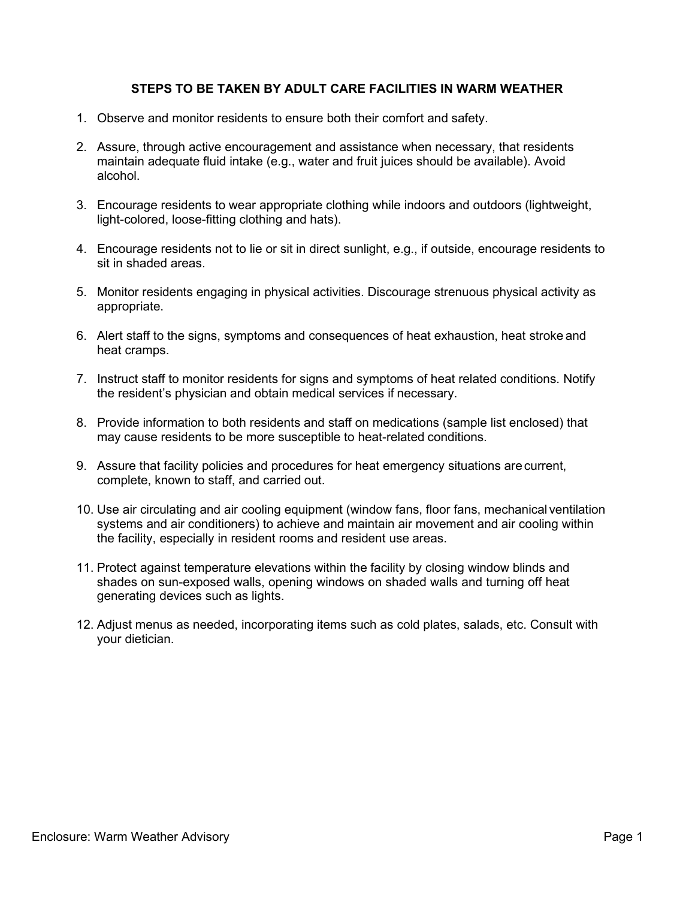## STEPS TO BE TAKEN BY ADULT CARE FACILITIES IN WARM WEATHER

1. Observe and monitor residents to ensure both their comfort and safety.

2. Assure, through active encouragement and assistance when necessary, that residents maintain adequate fluid intake (e.g., water and fruit juices should be available). Avoid alcohol.

3. Encourage residents to wear appropriate clothing while indoors and outdoors (lightweight, light-colored, loose-fitting clothing and hats).

4. Encourage residents not to lie or sit in direct sunlight, e.g., if outside, encourage residents to sit in shaded areas.

5. Monitor residents engaging in physical activities. Discourage strenuous physical activity as appropriate.

6. Alert staff to the signs, symptoms and consequences of heat exhaustion, heat stroke and heat cramps.

7. Instruct staff to monitor residents for signs and symptoms of heat related conditions. Notify the resident's physician and obtain medical services if necessary.

8. Provide information to both residents and staff on medications (sample list enclosed) that may cause residents to be more susceptible to heat-related conditions.

9. Assure that facility policies and procedures for heat emergency situations are current, complete, known to staff, and carried out.

10. Use air circulating and air cooling equipment (window fans, floor fans, mechanical ventilation systems and air conditioners) to achieve and maintain air movement and air cooling within the facility, especially in resident rooms and resident use areas.

11. Protect against temperature elevations within the facility by closing window blinds and shades on sun-exposed walls, opening windows on shaded walls and turning off heat generating devices such as lights.

12. Adjust menus as needed, incorporating items such as cold plates, salads, etc. Consult with your dietician.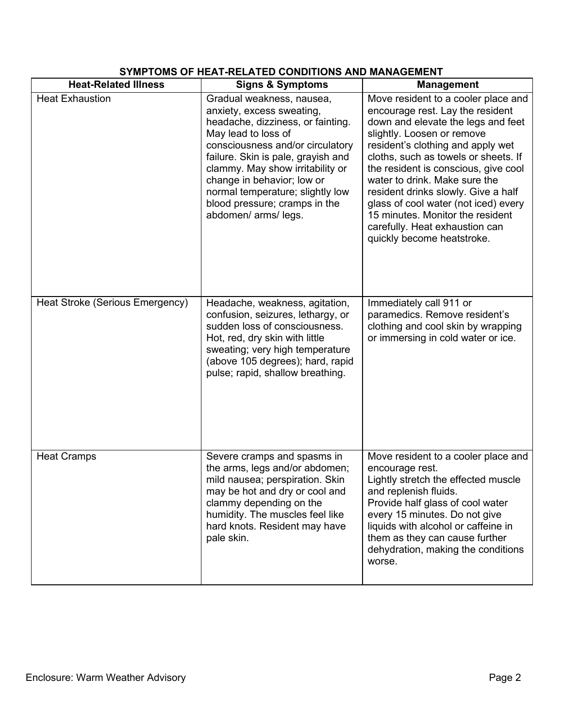## SYMPTOMS OF HEAT-RELATED CONDITIONS AND MANAGEMENT

| Heat-Related Illness | Signs & Symptoms | Management |
|---|---|---|
| Heat Exhaustion | Gradual weakness, nausea, anxiety, excess sweating, headache, dizziness, or fainting. May lead to loss of consciousness and/or circulatory failure. Skin is pale, grayish and clammy. May show irritability or change in behavior; low or normal temperature; slightly low blood pressure; cramps in the abdomen/ arms/ legs. | Move resident to a cooler place and encourage rest. Lay the resident down and elevate the legs and feet slightly. Loosen or remove resident's clothing and apply wet cloths, such as towels or sheets. If the resident is conscious, give cool water to drink. Make sure the resident drinks slowly. Give a half glass of cool water (not iced) every 15 minutes. Monitor the resident carefully. Heat exhaustion can quickly become heatstroke. |
| Heat Stroke (Serious Emergency) | Headache, weakness, agitation, confusion, seizures, lethargy, or sudden loss of consciousness. Hot, red, dry skin with little sweating; very high temperature (above 105 degrees); hard, rapid pulse; rapid, shallow breathing. | Immediately call 911 or paramedics. Remove resident's clothing and cool skin by wrapping or immersing in cold water or ice. |
| Heat Cramps | Severe cramps and spasms in the arms, legs and/or abdomen; mild nausea; perspiration. Skin may be hot and dry or cool and clammy depending on the humidity. The muscles feel like hard knots. Resident may have pale skin. | Move resident to a cooler place and encourage rest.<br>Lightly stretch the effected muscle and replenish fluids.<br>Provide half glass of cool water every 15 minutes. Do not give liquids with alcohol or caffeine in them as they can cause further dehydration, making the conditions worse. |

Enclosure: Warm Weather Advisory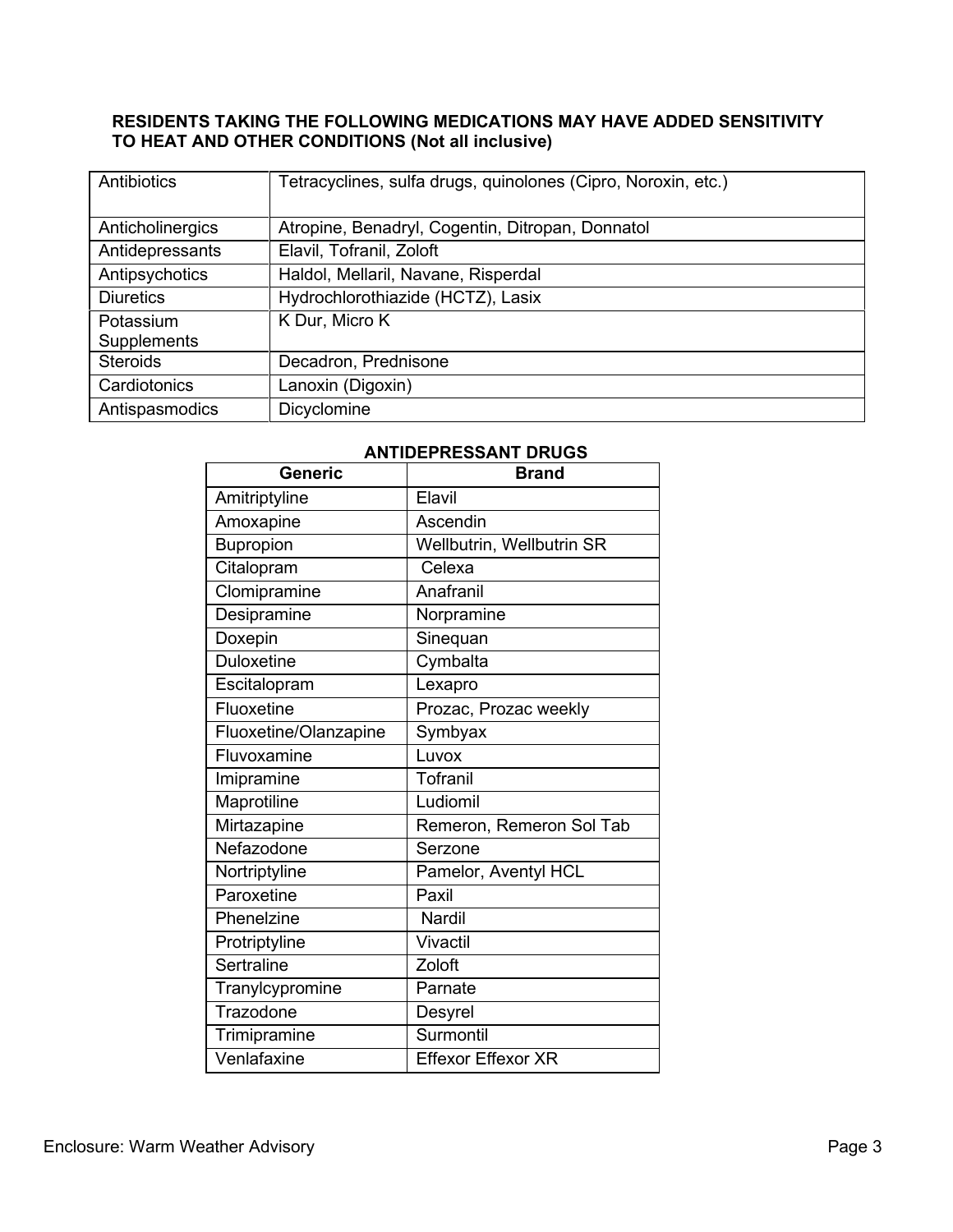**RESIDENTS TAKING THE FOLLOWING MEDICATIONS MAY HAVE ADDED SENSITIVITY TO HEAT AND OTHER CONDITIONS (Not all inclusive)**

| | |
|---|---|
| Antibiotics | Tetracyclines, sulfa drugs, quinolones (Cipro, Noroxin, etc.) |
| Anticholinergics | Atropine, Benadryl, Cogentin, Ditropan, Donnatol |
| Antidepressants | Elavil, Tofranil, Zoloft |
| Antipsychotics | Haldol, Mellaril, Navane, Risperdal |
| Diuretics | Hydrochlorothiazide (HCTZ), Lasix |
| Potassium Supplements | K Dur, Micro K |
| Steroids | Decadron, Prednisone |
| Cardiotonics | Lanoxin (Digoxin) |
| Antispasmodics | Dicyclomine |

**ANTIDEPRESSANT DRUGS**

| Generic | Brand |
|---|---|
| Amitriptyline | Elavil |
| Amoxapine | Ascendin |
| Bupropion | Wellbutrin, Wellbutrin SR |
| Citalopram | Celexa |
| Clomipramine | Anafranil |
| Desipramine | Norpramine |
| Doxepin | Sinequan |
| Duloxetine | Cymbalta |
| Escitalopram | Lexapro |
| Fluoxetine | Prozac, Prozac weekly |
| Fluoxetine/Olanzapine | Symbyax |
| Fluvoxamine | Luvox |
| Imipramine | Tofranil |
| Maprotiline | Ludiomil |
| Mirtazapine | Remeron, Remeron Sol Tab |
| Nefazodone | Serzone |
| Nortriptyline | Pamelor, Aventyl HCL |
| Paroxetine | Paxil |
| Phenelzine | Nardil |
| Protriptyline | Vivactil |
| Sertraline | Zoloft |
| Tranylcypromine | Parnate |
| Trazodone | Desyrel |
| Trimipramine | Surmontil |
| Venlafaxine | Effexor Effexor XR |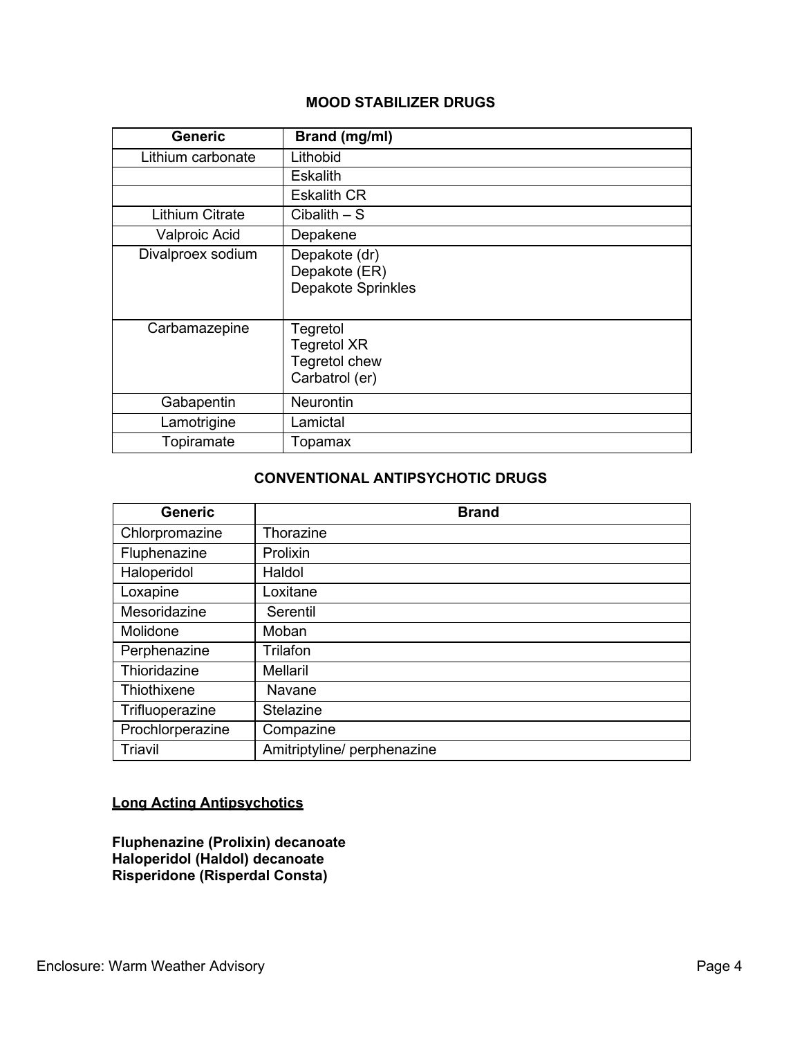### MOOD STABILIZER DRUGS

| Generic | Brand (mg/ml) |
|---|---|
| Lithium carbonate | Lithobid |
| | Eskalith |
| | Eskalith CR |
| Lithium Citrate | Cibalith – S |
| Valproic Acid | Depakene |
| Divalproex sodium | Depakote (dr)<br>Depakote (ER)<br>Depakote Sprinkles |
| Carbamazepine | Tegretol<br>Tegretol XR<br>Tegretol chew<br>Carbatrol (er) |
| Gabapentin | Neurontin |
| Lamotrigine | Lamictal |
| Topiramate | Topamax |

### CONVENTIONAL ANTIPSYCHOTIC DRUGS

| Generic | Brand |
|---|---|
| Chlorpromazine | Thorazine |
| Fluphenazine | Prolixin |
| Haloperidol | Haldol |
| Loxapine | Loxitane |
| Mesoridazine | Serentil |
| Molidone | Moban |
| Perphenazine | Trilafon |
| Thioridazine | Mellaril |
| Thiothixene | Navane |
| Trifluoperazine | Stelazine |
| Prochlorperazine | Compazine |
| Triavil | Amitriptyline/ perphenazine |

**Long Acting Antipsychotics**

**Fluphenazine (Prolixin) decanoate**
**Haloperidol (Haldol) decanoate**
**Risperidone (Risperdal Consta)**

Enclosure: Warm Weather Advisory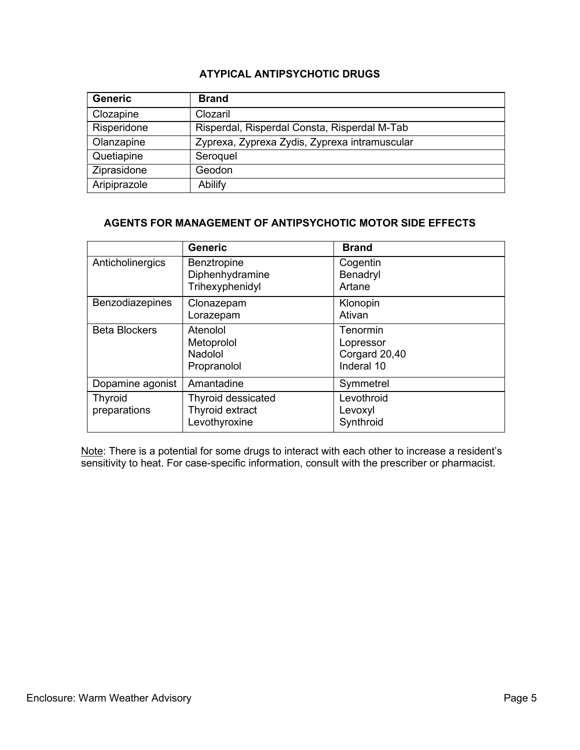### ATYPICAL ANTIPSYCHOTIC DRUGS

| Generic | Brand |
|---|---|
| Clozapine | Clozaril |
| Risperidone | Risperdal, Risperdal Consta, Risperdal M-Tab |
| Olanzapine | Zyprexa, Zyprexa Zydis, Zyprexa intramuscular |
| Quetiapine | Seroquel |
| Ziprasidone | Geodon |
| Aripiprazole | Abilify |

### AGENTS FOR MANAGEMENT OF ANTIPSYCHOTIC MOTOR SIDE EFFECTS

| | Generic | Brand |
|---|---|---|
| Anticholinergics | Benztropine<br>Diphenhydramine<br>Trihexyphenidyl | Cogentin<br>Benadryl<br>Artane |
| Benzodiazepines | Clonazepam<br>Lorazepam | Klonopin<br>Ativan |
| Beta Blockers | Atenolol<br>Metoprolol<br>Nadolol<br>Propranolol | Tenormin<br>Lopressor<br>Corgard 20,40<br>Inderal 10 |
| Dopamine agonist | Amantadine | Symmetrel |
| Thyroid preparations | Thyroid dessicated<br>Thyroid extract<br>Levothyroxine | Levothroid<br>Levoxyl<br>Synthroid |

Note: There is a potential for some drugs to interact with each other to increase a resident's sensitivity to heat. For case-specific information, consult with the prescriber or pharmacist.